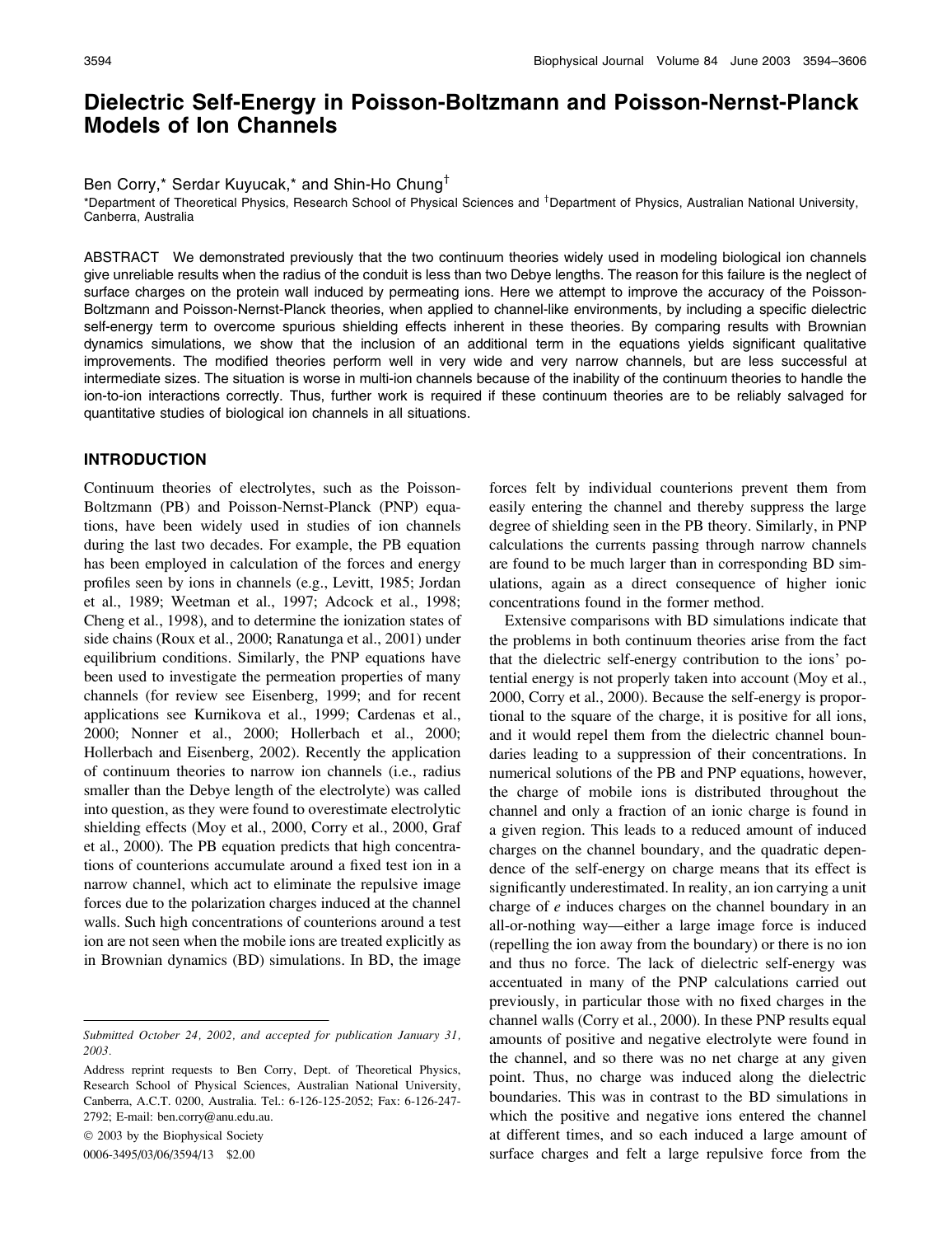# Dielectric Self-Energy in Poisson-Boltzmann and Poisson-Nernst-Planck Models of Ion Channels

Ben Corry,* Serdar Kuyucak,* and Shin-Ho Chung[†]

*Department of Theoretical Physics, Research School of Physical Sciences and [†]Department of Physics, Australian National University, Canberra, Australia

ABSTRACT We demonstrated previously that the two continuum theories widely used in modeling biological ion channels give unreliable results when the radius of the conduit is less than two Debye lengths. The reason for this failure is the neglect of surface charges on the protein wall induced by permeating ions. Here we attempt to improve the accuracy of the Poisson-Boltzmann and Poisson-Nernst-Planck theories, when applied to channel-like environments, by including a specific dielectric self-energy term to overcome spurious shielding effects inherent in these theories. By comparing results with Brownian dynamics simulations, we show that the inclusion of an additional term in the equations yields significant qualitative improvements. The modified theories perform well in very wide and very narrow channels, but are less successful at intermediate sizes. The situation is worse in multi-ion channels because of the inability of the continuum theories to handle the ion-to-ion interactions correctly. Thus, further work is required if these continuum theories are to be reliably salvaged for quantitative studies of biological ion channels in all situations.

## INTRODUCTION

Continuum theories of electrolytes, such as the Poisson-Boltzmann (PB) and Poisson-Nernst-Planck (PNP) equations, have been widely used in studies of ion channels during the last two decades. For example, the PB equation has been employed in calculation of the forces and energy profiles seen by ions in channels (e.g., Levitt, 1985; Jordan et al., 1989; Weetman et al., 1997; Adcock et al., 1998; Cheng et al., 1998), and to determine the ionization states of side chains (Roux et al., 2000; Ranatunga et al., 2001) under equilibrium conditions. Similarly, the PNP equations have been used to investigate the permeation properties of many channels (for review see Eisenberg, 1999; and for recent applications see Kurnikova et al., 1999; Cardenas et al., 2000; Nonner et al., 2000; Hollerbach et al., 2000; Hollerbach and Eisenberg, 2002). Recently the application of continuum theories to narrow ion channels (i.e., radius smaller than the Debye length of the electrolyte) was called into question, as they were found to overestimate electrolytic shielding effects (Moy et al., 2000, Corry et al., 2000, Graf et al., 2000). The PB equation predicts that high concentrations of counterions accumulate around a fixed test ion in a narrow channel, which act to eliminate the repulsive image forces due to the polarization charges induced at the channel walls. Such high concentrations of counterions around a test ion are not seen when the mobile ions are treated explicitly as in Brownian dynamics (BD) simulations. In BD, the image forces felt by individual counterions prevent them from easily entering the channel and thereby suppress the large degree of shielding seen in the PB theory. Similarly, in PNP calculations the currents passing through narrow channels are found to be much larger than in corresponding BD simulations, again as a direct consequence of higher ionic concentrations found in the former method.

Extensive comparisons with BD simulations indicate that the problems in both continuum theories arise from the fact that the dielectric self-energy contribution to the ions' potential energy is not properly taken into account (Moy et al., 2000, Corry et al., 2000). Because the self-energy is proportional to the square of the charge, it is positive for all ions, and it would repel them from the dielectric channel boundaries leading to a suppression of their concentrations. In numerical solutions of the PB and PNP equations, however, the charge of mobile ions is distributed throughout the channel and only a fraction of an ionic charge is found in a given region. This leads to a reduced amount of induced charges on the channel boundary, and the quadratic dependence of the self-energy on charge means that its effect is significantly underestimated. In reality, an ion carrying a unit charge of *e* induces charges on the channel boundary in an all-or-nothing way—either a large image force is induced (repelling the ion away from the boundary) or there is no ion and thus no force. The lack of dielectric self-energy was accentuated in many of the PNP calculations carried out previously, in particular those with no fixed charges in the channel walls (Corry et al., 2000). In these PNP results equal amounts of positive and negative electrolyte were found in the channel, and so there was no net charge at any given point. Thus, no charge was induced along the dielectric boundaries. This was in contrast to the BD simulations in which the positive and negative ions entered the channel at different times, and so each induced a large amount of surface charges and felt a large repulsive force from the

Submitted October 24, 2002, and accepted for publication January 31, 2003.

Address reprint requests to Ben Corry, Dept. of Theoretical Physics, Research School of Physical Sciences, Australian National University, Canberra, A.C.T. 0200, Australia. Tel.: 6-126-125-2052; Fax: 6-126-247-2792; E-mail: ben.corry@anu.edu.au.

© 2003 by the Biophysical Society

0006-3495/03/06/3594/13 $2.00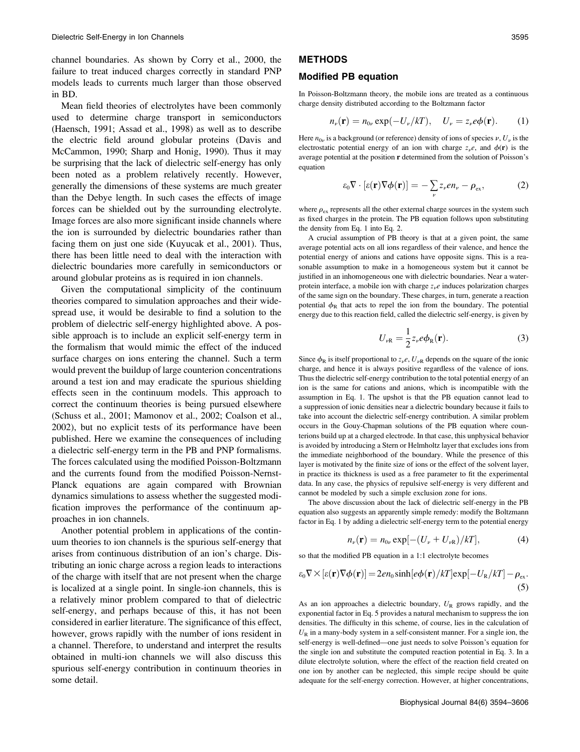channel boundaries. As shown by Corry et al., 2000, the failure to treat induced charges correctly in standard PNP models leads to currents much larger than those observed in BD.

Mean field theories of electrolytes have been commonly used to determine charge transport in semiconductors (Haensch, 1991; Assad et al., 1998) as well as to describe the electric field around globular proteins (Davis and McCammon, 1990; Sharp and Honig, 1990). Thus it may be surprising that the lack of dielectric self-energy has only been noted as a problem relatively recently. However, generally the dimensions of these systems are much greater than the Debye length. In such cases the effects of image forces can be shielded out by the surrounding electrolyte. Image forces are also more significant inside channels where the ion is surrounded by dielectric boundaries rather than facing them on just one side (Kuyucak et al., 2001). Thus, there has been little need to deal with the interaction with dielectric boundaries more carefully in semiconductors or around globular proteins as is required in ion channels.

Given the computational simplicity of the continuum theories compared to simulation approaches and their widespread use, it would be desirable to find a solution to the problem of dielectric self-energy highlighted above. A possible approach is to include an explicit self-energy term in the formalism that would mimic the effect of the induced surface charges on ions entering the channel. Such a term would prevent the buildup of large counterion concentrations around a test ion and may eradicate the spurious shielding effects seen in the continuum models. This approach to correct the continuum theories is being pursued elsewhere (Schuss et al., 2001; Mamonov et al., 2002; Coalson et al., 2002), but no explicit tests of its performance have been published. Here we examine the consequences of including a dielectric self-energy term in the PB and PNP formalisms. The forces calculated using the modified Poisson-Boltzmann and the currents found from the modified Poisson-Nernst-Planck equations are again compared with Brownian dynamics simulations to assess whether the suggested modification improves the performance of the continuum approaches in ion channels.

Another potential problem in applications of the continuum theories to ion channels is the spurious self-energy that arises from continuous distribution of an ion's charge. Distributing an ionic charge across a region leads to interactions of the charge with itself that are not present when the charge is localized at a single point. In single-ion channels, this is a relatively minor problem compared to that of dielectric self-energy, and perhaps because of this, it has not been considered in earlier literature. The significance of this effect, however, grows rapidly with the number of ions resident in a channel. Therefore, to understand and interpret the results obtained in multi-ion channels we will also discuss this spurious self-energy contribution in continuum theories in some detail.

## METHODS

### Modified PB equation

In Poisson-Boltzmann theory, the mobile ions are treated as a continuous charge density distributed according to the Boltzmann factor

$$n_\nu(\mathbf{r}) = n_{0\nu}\exp(-U_\nu/kT), \quad U_\nu = z_\nu e\phi(\mathbf{r}). \tag{1}$$

Here $n_{0\nu}$ is a background (or reference) density of ions of species $\nu$, $U_\nu$ is the electrostatic potential energy of an ion with charge $z_\nu e$, and $\phi(\mathbf{r})$ is the average potential at the position $\mathbf{r}$ determined from the solution of Poisson's equation

$$\varepsilon_0 \nabla \cdot [\varepsilon(\mathbf{r})\nabla\phi(\mathbf{r})] = -\sum_\nu z_\nu e n_\nu - \rho_{\mathrm{ex}}, \tag{2}$$

where $\rho_{\mathrm{ex}}$ represents all the other external charge sources in the system such as fixed charges in the protein. The PB equation follows upon substituting the density from Eq. 1 into Eq. 2.

A crucial assumption of PB theory is that at a given point, the same average potential acts on all ions regardless of their valence, and hence the potential energy of anions and cations have opposite signs. This is a reasonable assumption to make in a homogeneous system but it cannot be justified in an inhomogeneous one with dielectric boundaries. Near a water-protein interface, a mobile ion with charge $z_\nu e$ induces polarization charges of the same sign on the boundary. These charges, in turn, generate a reaction potential $\phi_{\mathrm{R}}$ that acts to repel the ion from the boundary. The potential energy due to this reaction field, called the dielectric self-energy, is given by

$$U_{\nu\mathrm{R}} = \frac{1}{2} z_\nu e \phi_{\mathrm{R}}(\mathbf{r}). \tag{3}$$

Since $\phi_{\mathrm{R}}$ is itself proportional to $z_\nu e$, $U_{\nu\mathrm{R}}$ depends on the square of the ionic charge, and hence it is always positive regardless of the valence of ions. Thus the dielectric self-energy contribution to the total potential energy of an ion is the same for cations and anions, which is incompatible with the assumption in Eq. 1. The upshot is that the PB equation cannot lead to a suppression of ionic densities near a dielectric boundary because it fails to take into account the dielectric self-energy contribution. A similar problem occurs in the Gouy-Chapman solutions of the PB equation where counterions build up at a charged electrode. In that case, this unphysical behavior is avoided by introducing a Stern or Helmholtz layer that excludes ions from the immediate neighborhood of the boundary. While the presence of this layer is motivated by the finite size of ions or the effect of the solvent layer, in practice its thickness is used as a free parameter to fit the experimental data. In any case, the physics of repulsive self-energy is very different and cannot be modeled by such a simple exclusion zone for ions.

The above discussion about the lack of dielectric self-energy in the PB equation also suggests an apparently simple remedy: modify the Boltzmann factor in Eq. 1 by adding a dielectric self-energy term to the potential energy

$$n_\nu(\mathbf{r}) = n_{0\nu}\exp[-(U_\nu + U_{\nu\mathrm{R}})/kT], \tag{4}$$

so that the modified PB equation in a 1:1 electrolyte becomes

$$\varepsilon_0 \nabla \times [\varepsilon(\mathbf{r})\nabla\phi(\mathbf{r})] = 2en_0\sinh[e\phi(\mathbf{r})/kT]\exp[-U_{\mathrm{R}}/kT] - \rho_{\mathrm{ex}}. \tag{5}$$

As an ion approaches a dielectric boundary, $U_{\mathrm{R}}$ grows rapidly, and the exponential factor in Eq. 5 provides a natural mechanism to suppress the ion densities. The difficulty in this scheme, of course, lies in the calculation of $U_{\mathrm{R}}$ in a many-body system in a self-consistent manner. For a single ion, the self-energy is well-defined—one just needs to solve Poisson's equation for the single ion and substitute the computed reaction potential in Eq. 3. In a dilute electrolyte solution, where the effect of the reaction field created on one ion by another can be neglected, this simple recipe should be quite adequate for the self-energy correction. However, at higher concentrations,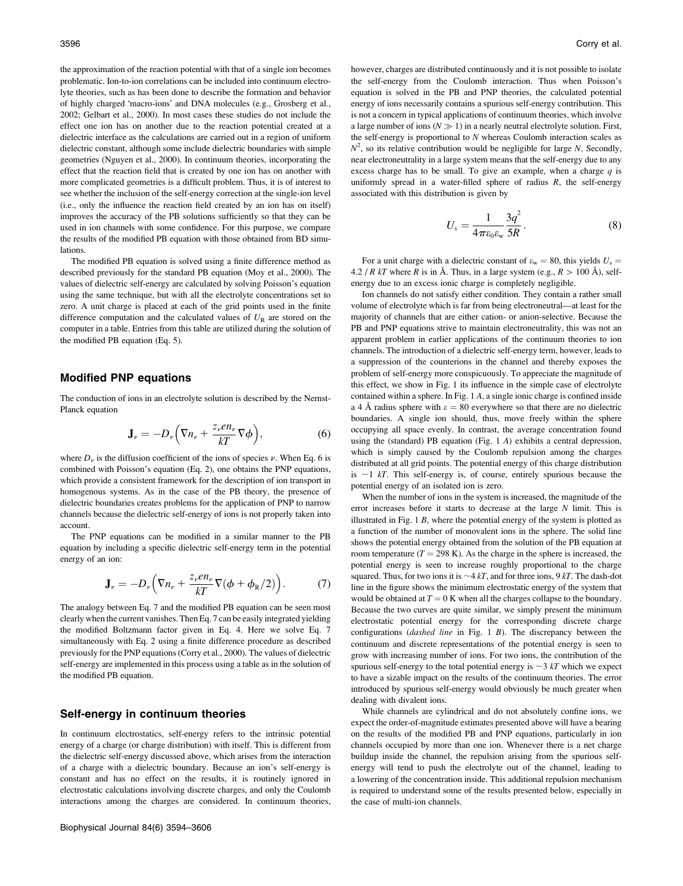the approximation of the reaction potential with that of a single ion becomes problematic. Ion-to-ion correlations can be included into continuum electrolyte theories, such as has been done to describe the formation and behavior of highly charged 'macro-ions' and DNA molecules (e.g., Grosberg et al., 2002; Gelbart et al., 2000). In most cases these studies do not include the effect one ion has on another due to the reaction potential created at a dielectric interface as the calculations are carried out in a region of uniform dielectric constant, although some include dielectric boundaries with simple geometries (Nguyen et al., 2000). In continuum theories, incorporating the effect that the reaction field that is created by one ion has on another with more complicated geometries is a difficult problem. Thus, it is of interest to see whether the inclusion of the self-energy correction at the single-ion level (i.e., only the influence the reaction field created by an ion has on itself) improves the accuracy of the PB solutions sufficiently so that they can be used in ion channels with some confidence. For this purpose, we compare the results of the modified PB equation with those obtained from BD simulations.

The modified PB equation is solved using a finite difference method as described previously for the standard PB equation (Moy et al., 2000). The values of dielectric self-energy are calculated by solving Poisson's equation using the same technique, but with all the electrolyte concentrations set to zero. A unit charge is placed at each of the grid points used in the finite difference computation and the calculated values of $U_R$ are stored on the computer in a table. Entries from this table are utilized during the solution of the modified PB equation (Eq. 5).

## Modified PNP equations

The conduction of ions in an electrolyte solution is described by the Nernst-Planck equation

$$\mathbf{J}_\nu = -D_\nu\left(\nabla n_\nu + \frac{z_\nu e n_\nu}{kT}\nabla\phi\right), \tag{6}$$

where $D_\nu$ is the diffusion coefficient of the ions of species $\nu$. When Eq. 6 is combined with Poisson's equation (Eq. 2), one obtains the PNP equations, which provide a consistent framework for the description of ion transport in homogenous systems. As in the case of the PB theory, the presence of dielectric boundaries creates problems for the application of PNP to narrow channels because the dielectric self-energy of ions is not properly taken into account.

The PNP equations can be modified in a similar manner to the PB equation by including a specific dielectric self-energy term in the potential energy of an ion:

$$\mathbf{J}_\nu = -D_\nu\left(\nabla n_\nu + \frac{z_\nu e n_\nu}{kT}\nabla(\phi + \phi_R/2)\right). \tag{7}$$

The analogy between Eq. 7 and the modified PB equation can be seen most clearly when the current vanishes. Then Eq. 7 can be easily integrated yielding the modified Boltzmann factor given in Eq. 4. Here we solve Eq. 7 simultaneously with Eq. 2 using a finite difference procedure as described previously for the PNP equations (Corry et al., 2000). The values of dielectric self-energy are implemented in this process using a table as in the solution of the modified PB equation.

## Self-energy in continuum theories

In continuum electrostatics, self-energy refers to the intrinsic potential energy of a charge (or charge distribution) with itself. This is different from the dielectric self-energy discussed above, which arises from the interaction of a charge with a dielectric boundary. Because an ion's self-energy is constant and has no effect on the results, it is routinely ignored in electrostatic calculations involving discrete charges, and only the Coulomb interactions among the charges are considered. In continuum theories, however, charges are distributed continuously and it is not possible to isolate the self-energy from the Coulomb interaction. Thus when Poisson's equation is solved in the PB and PNP theories, the calculated potential energy of ions necessarily contains a spurious self-energy contribution. This is not a concern in typical applications of continuum theories, which involve a large number of ions ($N \gg 1$) in a nearly neutral electrolyte solution. First, the self-energy is proportional to $N$ whereas Coulomb interaction scales as $N^2$, so its relative contribution would be negligible for large $N$. Secondly, near electroneutrality in a large system means that the self-energy due to any excess charge has to be small. To give an example, when a charge $q$ is uniformly spread in a water-filled sphere of radius $R$, the self-energy associated with this distribution is given by

$$U_s = \frac{1}{4\pi\varepsilon_0\varepsilon_w}\frac{3q^2}{5R}. \tag{8}$$

For a unit charge with a dielectric constant of $\varepsilon_w = 80$, this yields $U_s = 4.2 / R\ kT$ where $R$ is in Å. Thus, in a large system (e.g., $R > 100$ Å), self-energy due to an excess ionic charge is completely negligible.

Ion channels do not satisfy either condition. They contain a rather small volume of electrolyte which is far from being electroneutral—at least for the majority of channels that are either cation- or anion-selective. Because the PB and PNP equations strive to maintain electroneutrality, this was not an apparent problem in earlier applications of the continuum theories to ion channels. The introduction of a dielectric self-energy term, however, leads to a suppression of the counterions in the channel and thereby exposes the problem of self-energy more conspicuously. To appreciate the magnitude of this effect, we show in Fig. 1 its influence in the simple case of electrolyte contained within a sphere. In Fig. 1 *A*, a single ionic charge is confined inside a 4 Å radius sphere with $\varepsilon = 80$ everywhere so that there are no dielectric boundaries. A single ion should, thus, move freely within the sphere occupying all space evenly. In contrast, the average concentration found using the (standard) PB equation (Fig. 1 *A*) exhibits a central depression, which is simply caused by the Coulomb repulsion among the charges distributed at all grid points. The potential energy of this charge distribution is ~1 $kT$. This self-energy is, of course, entirely spurious because the potential energy of an isolated ion is zero.

When the number of ions in the system is increased, the magnitude of the error increases before it starts to decrease at the large $N$ limit. This is illustrated in Fig. 1 *B*, where the potential energy of the system is plotted as a function of the number of monovalent ions in the sphere. The solid line shows the potential energy obtained from the solution of the PB equation at room temperature ($T = 298$ K). As the charge in the sphere is increased, the potential energy is seen to increase roughly proportional to the charge squared. Thus, for two ions it is ~4 $kT$, and for three ions, 9 $kT$. The dash-dot line in the figure shows the minimum electrostatic energy of the system that would be obtained at $T = 0$ K when all the charges collapse to the boundary. Because the two curves are quite similar, we simply present the minimum electrostatic potential energy for the corresponding discrete charge configurations (*dashed line* in Fig. 1 *B*). The discrepancy between the continuum and discrete representations of the potential energy is seen to grow with increasing number of ions. For two ions, the contribution of the spurious self-energy to the total potential energy is ~3 $kT$ which we expect to have a sizable impact on the results of the continuum theories. The error introduced by spurious self-energy would obviously be much greater when dealing with divalent ions.

While channels are cylindrical and do not absolutely confine ions, we expect the order-of-magnitude estimates presented above will have a bearing on the results of the modified PB and PNP equations, particularly in ion channels occupied by more than one ion. Whenever there is a net charge buildup inside the channel, the repulsion arising from the spurious self-energy will tend to push the electrolyte out of the channel, leading to a lowering of the concentration inside. This additional repulsion mechanism is required to understand some of the results presented below, especially in the case of multi-ion channels.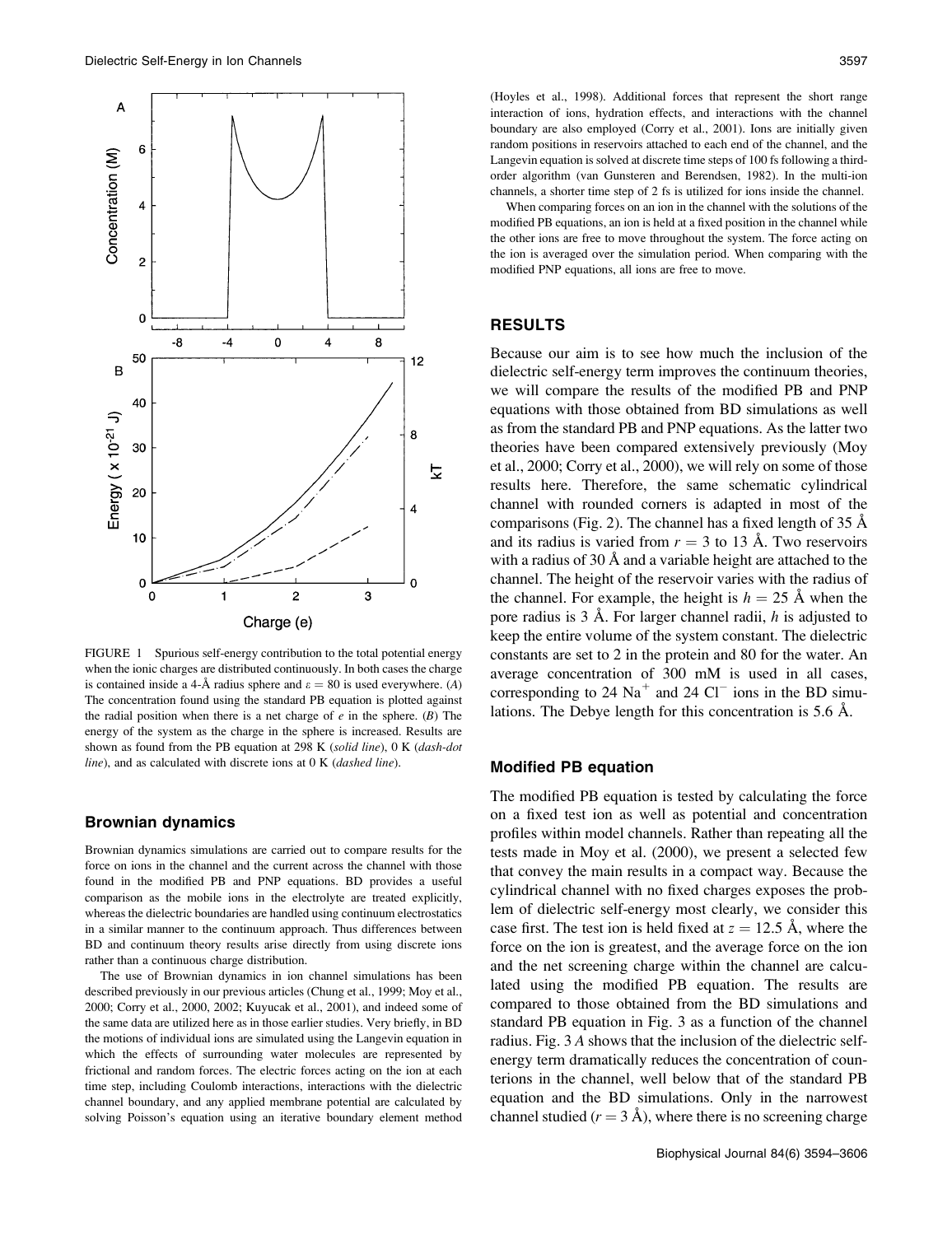FIGURE 1 Spurious self-energy contribution to the total potential energy when the ionic charges are distributed continuously. In both cases the charge is contained inside a 4-Å radius sphere and $\varepsilon = 80$ is used everywhere. (*A*) The concentration found using the standard PB equation is plotted against the radial position when there is a net charge of $e$ in the sphere. (*B*) The energy of the system as the charge in the sphere is increased. Results are shown as found from the PB equation at 298 K (*solid line*), 0 K (*dash-dot line*), and as calculated with discrete ions at 0 K (*dashed line*).

### Brownian dynamics

Brownian dynamics simulations are carried out to compare results for the force on ions in the channel and the current across the channel with those found in the modified PB and PNP equations. BD provides a useful comparison as the mobile ions in the electrolyte are treated explicitly, whereas the dielectric boundaries are handled using continuum electrostatics in a similar manner to the continuum approach. Thus differences between BD and continuum theory results arise directly from using discrete ions rather than a continuous charge distribution.

The use of Brownian dynamics in ion channel simulations has been described previously in our previous articles (Chung et al., 1999; Moy et al., 2000; Corry et al., 2000, 2002; Kuyucak et al., 2001), and indeed some of the same data are utilized here as in those earlier studies. Very briefly, in BD the motions of individual ions are simulated using the Langevin equation in which the effects of surrounding water molecules are represented by frictional and random forces. The electric forces acting on the ion at each time step, including Coulomb interactions, interactions with the dielectric channel boundary, and any applied membrane potential are calculated by solving Poisson's equation using an iterative boundary element method (Hoyles et al., 1998). Additional forces that represent the short range interaction of ions, hydration effects, and interactions with the channel boundary are also employed (Corry et al., 2001). Ions are initially given random positions in reservoirs attached to each end of the channel, and the Langevin equation is solved at discrete time steps of 100 fs following a third-order algorithm (van Gunsteren and Berendsen, 1982). In the multi-ion channels, a shorter time step of 2 fs is utilized for ions inside the channel.

When comparing forces on an ion in the channel with the solutions of the modified PB equations, an ion is held at a fixed position in the channel while the other ions are free to move throughout the system. The force acting on the ion is averaged over the simulation period. When comparing with the modified PNP equations, all ions are free to move.

## RESULTS

Because our aim is to see how much the inclusion of the dielectric self-energy term improves the continuum theories, we will compare the results of the modified PB and PNP equations with those obtained from BD simulations as well as from the standard PB and PNP equations. As the latter two theories have been compared extensively previously (Moy et al., 2000; Corry et al., 2000), we will rely on some of those results here. Therefore, the same schematic cylindrical channel with rounded corners is adapted in most of the comparisons (Fig. 2). The channel has a fixed length of 35 Å and its radius is varied from $r = 3$ to 13 Å. Two reservoirs with a radius of 30 Å and a variable height are attached to the channel. The height of the reservoir varies with the radius of the channel. For example, the height is $h = 25$ Å when the pore radius is 3 Å. For larger channel radii, $h$ is adjusted to keep the entire volume of the system constant. The dielectric constants are set to 2 in the protein and 80 for the water. An average concentration of 300 mM is used in all cases, corresponding to 24 $Na^+$ and 24 $Cl^-$ ions in the BD simulations. The Debye length for this concentration is 5.6 Å.

### Modified PB equation

The modified PB equation is tested by calculating the force on a fixed test ion as well as potential and concentration profiles within model channels. Rather than repeating all the tests made in Moy et al. (2000), we present a selected few that convey the main results in a compact way. Because the cylindrical channel with no fixed charges exposes the problem of dielectric self-energy most clearly, we consider this case first. The test ion is held fixed at $z = 12.5$ Å, where the force on the ion is greatest, and the average force on the ion and the net screening charge within the channel are calculated using the modified PB equation. The results are compared to those obtained from the BD simulations and standard PB equation in Fig. 3 as a function of the channel radius. Fig. 3 *A* shows that the inclusion of the dielectric self-energy term dramatically reduces the concentration of counterions in the channel, well below that of the standard PB equation and the BD simulations. Only in the narrowest channel studied ($r = 3$ Å), where there is no screening charge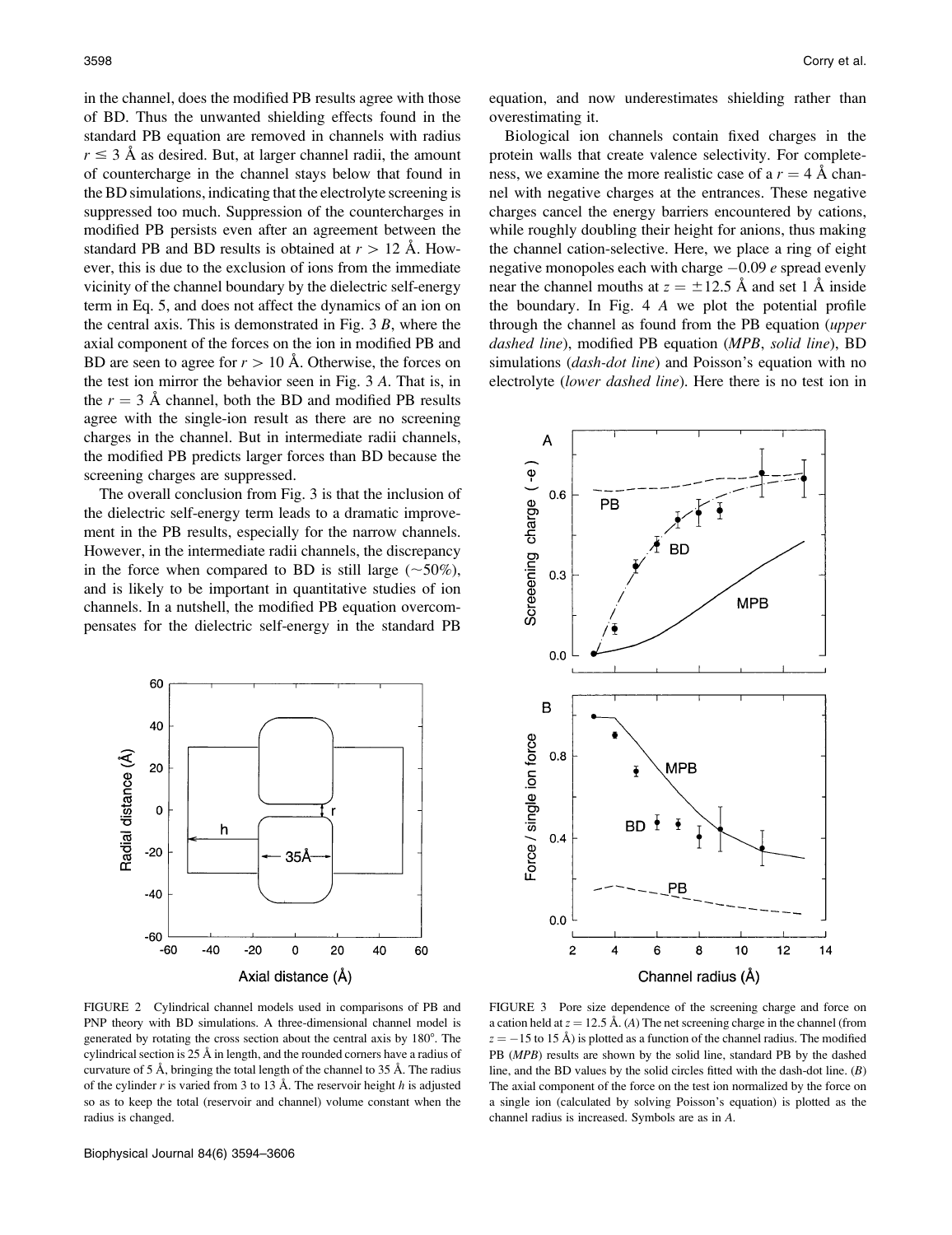in the channel, does the modified PB results agree with those of BD. Thus the unwanted shielding effects found in the standard PB equation are removed in channels with radius $r \leq 3$ Å as desired. But, at larger channel radii, the amount of countercharge in the channel stays below that found in the BD simulations, indicating that the electrolyte screening is suppressed too much. Suppression of the countercharges in modified PB persists even after an agreement between the standard PB and BD results is obtained at $r > 12$ Å. However, this is due to the exclusion of ions from the immediate vicinity of the channel boundary by the dielectric self-energy term in Eq. 5, and does not affect the dynamics of an ion on the central axis. This is demonstrated in Fig. 3 *B*, where the axial component of the forces on the ion in modified PB and BD are seen to agree for $r > 10$ Å. Otherwise, the forces on the test ion mirror the behavior seen in Fig. 3 *A*. That is, in the $r = 3$ Å channel, both the BD and modified PB results agree with the single-ion result as there are no screening charges in the channel. But in intermediate radii channels, the modified PB predicts larger forces than BD because the screening charges are suppressed.

The overall conclusion from Fig. 3 is that the inclusion of the dielectric self-energy term leads to a dramatic improvement in the PB results, especially for the narrow channels. However, in the intermediate radii channels, the discrepancy in the force when compared to BD is still large (~50%), and is likely to be important in quantitative studies of ion channels. In a nutshell, the modified PB equation overcompensates for the dielectric self-energy in the standard PB equation, and now underestimates shielding rather than overestimating it.

Biological ion channels contain fixed charges in the protein walls that create valence selectivity. For completeness, we examine the more realistic case of a $r = 4$ Å channel with negative charges at the entrances. These negative charges cancel the energy barriers encountered by cations, while roughly doubling their height for anions, thus making the channel cation-selective. Here, we place a ring of eight negative monopoles each with charge $-0.09$ *e* spread evenly near the channel mouths at $z = \pm 12.5$ Å and set 1 Å inside the boundary. In Fig. 4 *A* we plot the potential profile through the channel as found from the PB equation (*upper dashed line*), modified PB equation (*MPB*, *solid line*), BD simulations (*dash-dot line*) and Poisson's equation with no electrolyte (*lower dashed line*). Here there is no test ion in

FIGURE 2 Cylindrical channel models used in comparisons of PB and PNP theory with BD simulations. A three-dimensional channel model is generated by rotating the cross section about the central axis by 180°. The cylindrical section is 25 Å in length, and the rounded corners have a radius of curvature of 5 Å, bringing the total length of the channel to 35 Å. The radius of the cylinder $r$ is varied from 3 to 13 Å. The reservoir height $h$ is adjusted so as to keep the total (reservoir and channel) volume constant when the radius is changed.

FIGURE 3 Pore size dependence of the screening charge and force on a cation held at $z = 12.5$ Å. (*A*) The net screening charge in the channel (from $z = -15$ to 15 Å) is plotted as a function of the channel radius. The modified PB (*MPB*) results are shown by the solid line, standard PB by the dashed line, and the BD values by the solid circles fitted with the dash-dot line. (*B*) The axial component of the force on the test ion normalized by the force on a single ion (calculated by solving Poisson's equation) is plotted as the channel radius is increased. Symbols are as in *A*.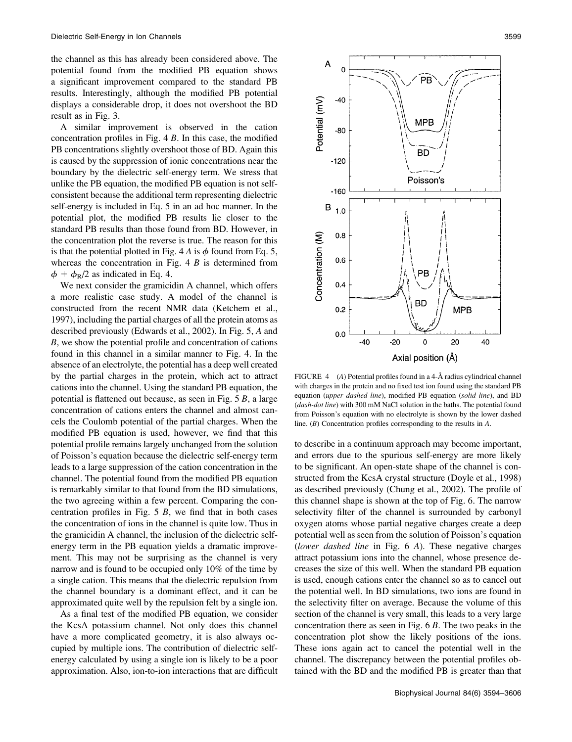the channel as this has already been considered above. The potential found from the modified PB equation shows a significant improvement compared to the standard PB results. Interestingly, although the modified PB potential displays a considerable drop, it does not overshoot the BD result as in Fig. 3.

A similar improvement is observed in the cation concentration profiles in Fig. 4 *B*. In this case, the modified PB concentrations slightly overshoot those of BD. Again this is caused by the suppression of ionic concentrations near the boundary by the dielectric self-energy term. We stress that unlike the PB equation, the modified PB equation is not self-consistent because the additional term representing dielectric self-energy is included in Eq. 5 in an ad hoc manner. In the potential plot, the modified PB results lie closer to the standard PB results than those found from BD. However, in the concentration plot the reverse is true. The reason for this is that the potential plotted in Fig. 4 *A* is $\phi$ found from Eq. 5, whereas the concentration in Fig. 4 *B* is determined from $\phi + \phi_R/2$ as indicated in Eq. 4.

We next consider the gramicidin A channel, which offers a more realistic case study. A model of the channel is constructed from the recent NMR data (Ketchem et al., 1997), including the partial charges of all the protein atoms as described previously (Edwards et al., 2002). In Fig. 5, *A* and *B*, we show the potential profile and concentration of cations found in this channel in a similar manner to Fig. 4. In the absence of an electrolyte, the potential has a deep well created by the partial charges in the protein, which act to attract cations into the channel. Using the standard PB equation, the potential is flattened out because, as seen in Fig. 5 *B*, a large concentration of cations enters the channel and almost cancels the Coulomb potential of the partial charges. When the modified PB equation is used, however, we find that this potential profile remains largely unchanged from the solution of Poisson's equation because the dielectric self-energy term leads to a large suppression of the cation concentration in the channel. The potential found from the modified PB equation is remarkably similar to that found from the BD simulations, the two agreeing within a few percent. Comparing the concentration profiles in Fig. 5 *B*, we find that in both cases the concentration of ions in the channel is quite low. Thus in the gramicidin A channel, the inclusion of the dielectric self-energy term in the PB equation yields a dramatic improvement. This may not be surprising as the channel is very narrow and is found to be occupied only 10% of the time by a single cation. This means that the dielectric repulsion from the channel boundary is a dominant effect, and it can be approximated quite well by the repulsion felt by a single ion.

As a final test of the modified PB equation, we consider the KcsA potassium channel. Not only does this channel have a more complicated geometry, it is also always occupied by multiple ions. The contribution of dielectric self-energy calculated by using a single ion is likely to be a poor approximation. Also, ion-to-ion interactions that are difficult to describe in a continuum approach may become important, and errors due to the spurious self-energy are more likely to be significant. An open-state shape of the channel is constructed from the KcsA crystal structure (Doyle et al., 1998) as described previously (Chung et al., 2002). The profile of this channel shape is shown at the top of Fig. 6. The narrow selectivity filter of the channel is surrounded by carbonyl oxygen atoms whose partial negative charges create a deep potential well as seen from the solution of Poisson's equation (*lower dashed line* in Fig. 6 *A*). These negative charges attract potassium ions into the channel, whose presence decreases the size of this well. When the standard PB equation is used, enough cations enter the channel so as to cancel out the potential well. In BD simulations, two ions are found in the selectivity filter on average. Because the volume of this section of the channel is very small, this leads to a very large concentration there as seen in Fig. 6 *B*. The two peaks in the concentration plot show the likely positions of the ions. These ions again act to cancel the potential well in the channel. The discrepancy between the potential profiles obtained with the BD and the modified PB is greater than that

FIGURE 4 (*A*) Potential profiles found in a 4-Å radius cylindrical channel with charges in the protein and no fixed test ion found using the standard PB equation (*upper dashed line*), modified PB equation (*solid line*), and BD (*dash-dot line*) with 300 mM NaCl solution in the baths. The potential found from Poisson's equation with no electrolyte is shown by the lower dashed line. (*B*) Concentration profiles corresponding to the results in *A*.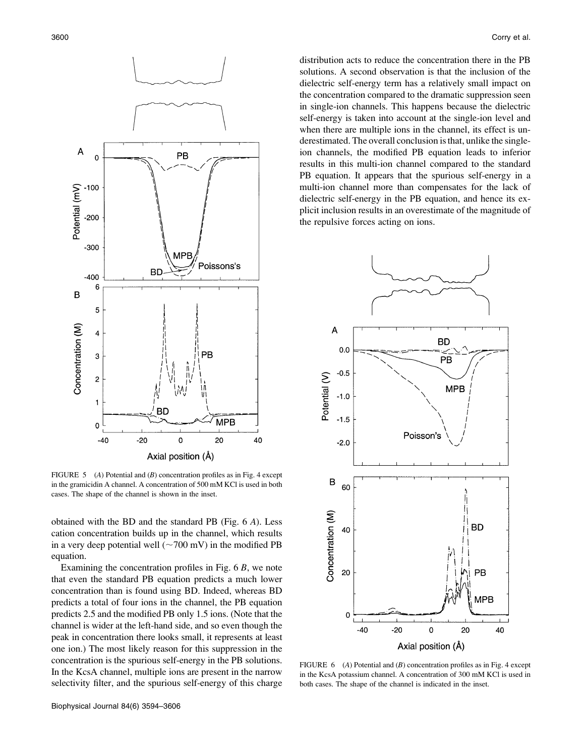FIGURE 5 (*A*) Potential and (*B*) concentration profiles as in Fig. 4 except in the gramicidin A channel. A concentration of 500 mM KCl is used in both cases. The shape of the channel is shown in the inset.

obtained with the BD and the standard PB (Fig. 6 *A*). Less cation concentration builds up in the channel, which results in a very deep potential well (~700 mV) in the modified PB equation.

Examining the concentration profiles in Fig. 6 *B*, we note that even the standard PB equation predicts a much lower concentration than is found using BD. Indeed, whereas BD predicts a total of four ions in the channel, the PB equation predicts 2.5 and the modified PB only 1.5 ions. (Note that the channel is wider at the left-hand side, and so even though the peak in concentration there looks small, it represents at least one ion.) The most likely reason for this suppression in the concentration is the spurious self-energy in the PB solutions. In the KcsA channel, multiple ions are present in the narrow selectivity filter, and the spurious self-energy of this charge distribution acts to reduce the concentration there in the PB solutions. A second observation is that the inclusion of the dielectric self-energy term has a relatively small impact on the concentration compared to the dramatic suppression seen in single-ion channels. This happens because the dielectric self-energy is taken into account at the single-ion level and when there are multiple ions in the channel, its effect is underestimated. The overall conclusion is that, unlike the single-ion channels, the modified PB equation leads to inferior results in this multi-ion channel compared to the standard PB equation. It appears that the spurious self-energy in a multi-ion channel more than compensates for the lack of dielectric self-energy in the PB equation, and hence its explicit inclusion results in an overestimate of the magnitude of the repulsive forces acting on ions.

FIGURE 6 (*A*) Potential and (*B*) concentration profiles as in Fig. 4 except in the KcsA potassium channel. A concentration of 300 mM KCl is used in both cases. The shape of the channel is indicated in the inset.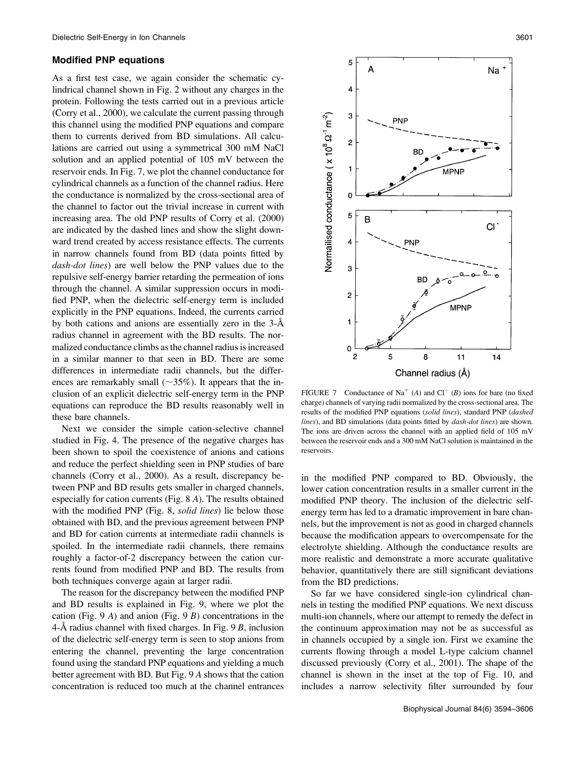## Modified PNP equations

As a first test case, we again consider the schematic cylindrical channel shown in Fig. 2 without any charges in the protein. Following the tests carried out in a previous article (Corry et al., 2000), we calculate the current passing through this channel using the modified PNP equations and compare them to currents derived from BD simulations. All calculations are carried out using a symmetrical 300 mM NaCl solution and an applied potential of 105 mV between the reservoir ends. In Fig. 7, we plot the channel conductance for cylindrical channels as a function of the channel radius. Here the conductance is normalized by the cross-sectional area of the channel to factor out the trivial increase in current with increasing area. The old PNP results of Corry et al. (2000) are indicated by the dashed lines and show the slight downward trend created by access resistance effects. The currents in narrow channels found from BD (data points fitted by *dash-dot lines*) are well below the PNP values due to the repulsive self-energy barrier retarding the permeation of ions through the channel. A similar suppression occurs in modified PNP, when the dielectric self-energy term is included explicitly in the PNP equations. Indeed, the currents carried by both cations and anions are essentially zero in the 3-Å radius channel in agreement with the BD results. The normalized conductance climbs as the channel radius is increased in a similar manner to that seen in BD. There are some differences in intermediate radii channels, but the differences are remarkably small (~35%). It appears that the inclusion of an explicit dielectric self-energy term in the PNP equations can reproduce the BD results reasonably well in these bare channels.

Next we consider the simple cation-selective channel studied in Fig. 4. The presence of the negative charges has been shown to spoil the coexistence of anions and cations and reduce the perfect shielding seen in PNP studies of bare channels (Corry et al., 2000). As a result, discrepancy between PNP and BD results gets smaller in charged channels, especially for cation currents (Fig. 8 *A*). The results obtained with the modified PNP (Fig. 8, *solid lines*) lie below those obtained with BD, and the previous agreement between PNP and BD for cation currents at intermediate radii channels is spoiled. In the intermediate radii channels, there remains roughly a factor-of-2 discrepancy between the cation currents found from modified PNP and BD. The results from both techniques converge again at larger radii.

The reason for the discrepancy between the modified PNP and BD results is explained in Fig. 9, where we plot the cation (Fig. 9 *A*) and anion (Fig. 9 *B*) concentrations in the 4-Å radius channel with fixed charges. In Fig. 9 *B*, inclusion of the dielectric self-energy term is seen to stop anions from entering the channel, preventing the large concentration found using the standard PNP equations and yielding a much better agreement with BD. But Fig. 9 *A* shows that the cation concentration is reduced too much at the channel entrances in the modified PNP compared to BD. Obviously, the lower cation concentration results in a smaller current in the modified PNP theory. The inclusion of the dielectric self-energy term has led to a dramatic improvement in bare channels, but the improvement is not as good in charged channels because the modification appears to overcompensate for the electrolyte shielding. Although the conductance results are more realistic and demonstrate a more accurate qualitative behavior, quantitatively there are still significant deviations from the BD predictions.

FIGURE 7 Conductance of $Na^+$ (*A*) and $Cl^-$ (*B*) ions for bare (no fixed charge) channels of varying radii normalized by the cross-sectional area. The results of the modified PNP equations (*solid lines*), standard PNP (*dashed lines*), and BD simulations (data points fitted by *dash-dot lines*) are shown. The ions are driven across the channel with an applied field of 105 mV between the reservoir ends and a 300 mM NaCl solution is maintained in the reservoirs.

So far we have considered single-ion cylindrical channels in testing the modified PNP equations. We next discuss multi-ion channels, where our attempt to remedy the defect in the continuum approximation may not be as successful as in channels occupied by a single ion. First we examine the currents flowing through a model L-type calcium channel discussed previously (Corry et al., 2001). The shape of the channel is shown in the inset at the top of Fig. 10, and includes a narrow selectivity filter surrounded by four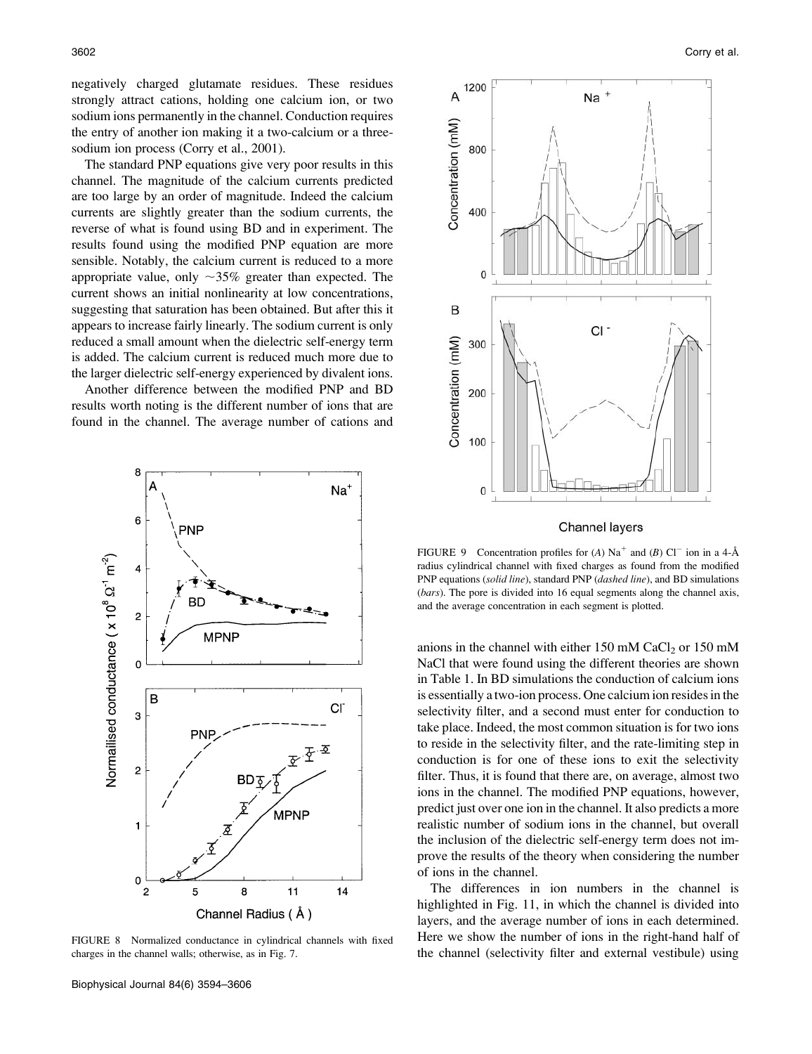negatively charged glutamate residues. These residues strongly attract cations, holding one calcium ion, or two sodium ions permanently in the channel. Conduction requires the entry of another ion making it a two-calcium or a three-sodium ion process (Corry et al., 2001).

The standard PNP equations give very poor results in this channel. The magnitude of the calcium currents predicted are too large by an order of magnitude. Indeed the calcium currents are slightly greater than the sodium currents, the reverse of what is found using BD and in experiment. The results found using the modified PNP equation are more sensible. Notably, the calcium current is reduced to a more appropriate value, only ~35% greater than expected. The current shows an initial nonlinearity at low concentrations, suggesting that saturation has been obtained. But after this it appears to increase fairly linearly. The sodium current is only reduced a small amount when the dielectric self-energy term is added. The calcium current is reduced much more due to the larger dielectric self-energy experienced by divalent ions.

Another difference between the modified PNP and BD results worth noting is the different number of ions that are found in the channel. The average number of cations and anions in the channel with either 150 mM $CaCl_2$ or 150 mM NaCl that were found using the different theories are shown in Table 1. In BD simulations the conduction of calcium ions is essentially a two-ion process. One calcium ion resides in the selectivity filter, and a second must enter for conduction to take place. Indeed, the most common situation is for two ions to reside in the selectivity filter, and the rate-limiting step in conduction is for one of these ions to exit the selectivity filter. Thus, it is found that there are, on average, almost two ions in the channel. The modified PNP equations, however, predict just over one ion in the channel. It also predicts a more realistic number of sodium ions in the channel, but overall the inclusion of the dielectric self-energy term does not improve the results of the theory when considering the number of ions in the channel.

The differences in ion numbers in the channel is highlighted in Fig. 11, in which the channel is divided into layers, and the average number of ions in each determined. Here we show the number of ions in the right-hand half of the channel (selectivity filter and external vestibule) using

A
$Na^+$
PNP
BD
MPNP
Normalised conductance ( $\times 10^8\ \Omega^{-1}\ m^{-2}$ )
0 2 4 6 8

B
$Cl^-$
PNP
BD
MPNP
0 1 2 3
2 5 8 11 14
Channel Radius ( Å )

FIGURE 8 Normalized conductance in cylindrical channels with fixed charges in the channel walls; otherwise, as in Fig. 7.

A
$Na^+$
Concentration (mM)
0 400 800 1200

B
$Cl^-$
Concentration (mM)
0 100 200 300
Channel layers

FIGURE 9 Concentration profiles for (*A*) $Na^+$ and (*B*) $Cl^-$ ion in a 4-Å radius cylindrical channel with fixed charges as found from the modified PNP equations (*solid line*), standard PNP (*dashed line*), and BD simulations (*bars*). The pore is divided into 16 equal segments along the channel axis, and the average concentration in each segment is plotted.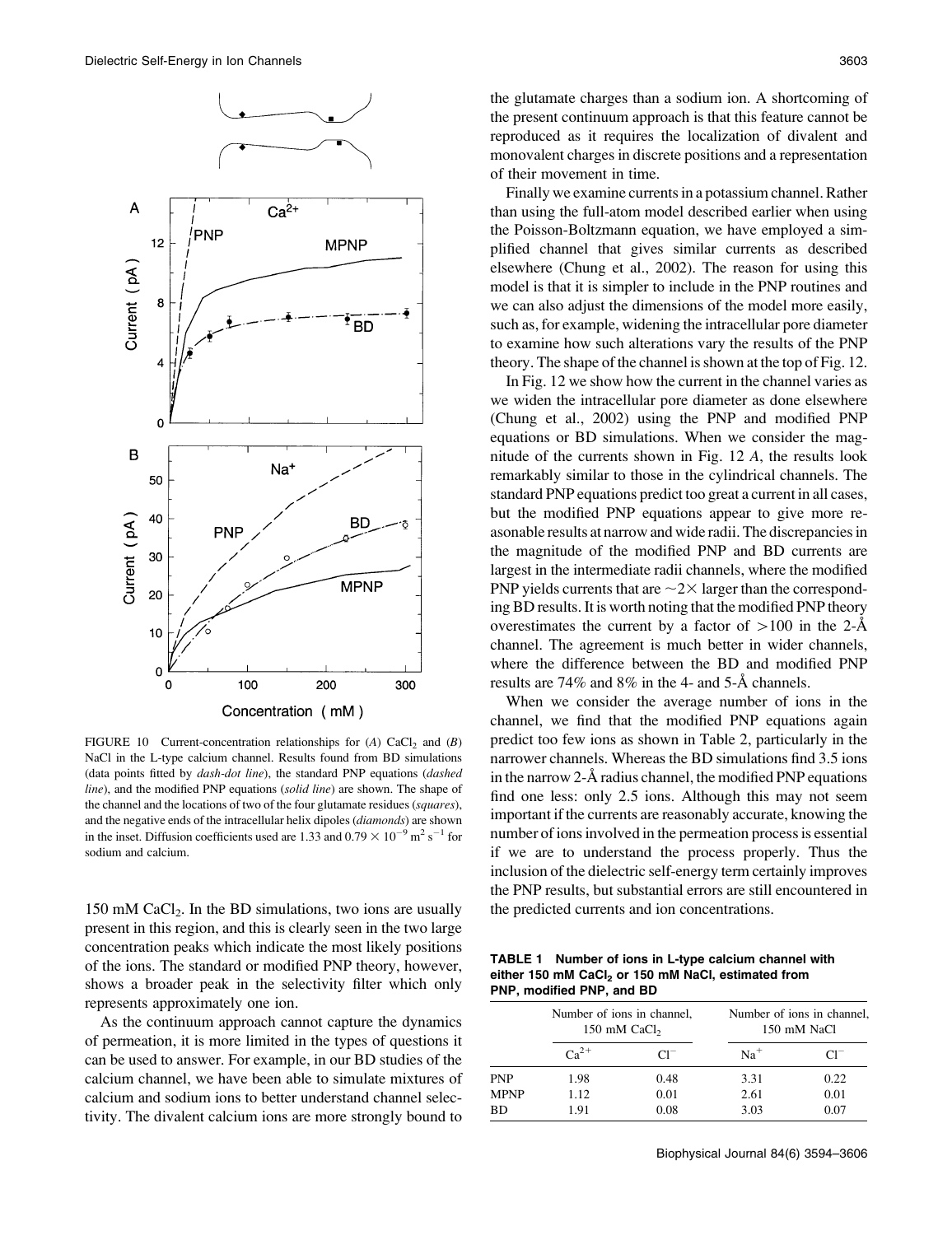FIGURE 10 Current-concentration relationships for (*A*) $CaCl_2$ and (*B*) NaCl in the L-type calcium channel. Results found from BD simulations (data points fitted by *dash-dot line*), the standard PNP equations (*dashed line*), and the modified PNP equations (*solid line*) are shown. The shape of the channel and the locations of two of the four glutamate residues (*squares*), and the negative ends of the intracellular helix dipoles (*diamonds*) are shown in the inset. Diffusion coefficients used are 1.33 and $0.79 \times 10^{-9}$ m$^2$ s$^{-1}$ for sodium and calcium.

150 mM $CaCl_2$. In the BD simulations, two ions are usually present in this region, and this is clearly seen in the two large concentration peaks which indicate the most likely positions of the ions. The standard or modified PNP theory, however, shows a broader peak in the selectivity filter which only represents approximately one ion.

As the continuum approach cannot capture the dynamics of permeation, it is more limited in the types of questions it can be used to answer. For example, in our BD studies of the calcium channel, we have been able to simulate mixtures of calcium and sodium ions to better understand channel selectivity. The divalent calcium ions are more strongly bound to the glutamate charges than a sodium ion. A shortcoming of the present continuum approach is that this feature cannot be reproduced as it requires the localization of divalent and monovalent charges in discrete positions and a representation of their movement in time.

Finally we examine currents in a potassium channel. Rather than using the full-atom model described earlier when using the Poisson-Boltzmann equation, we have employed a simplified channel that gives similar currents as described elsewhere (Chung et al., 2002). The reason for using this model is that it is simpler to include in the PNP routines and we can also adjust the dimensions of the model more easily, such as, for example, widening the intracellular pore diameter to examine how such alterations vary the results of the PNP theory. The shape of the channel is shown at the top of Fig. 12.

In Fig. 12 we show how the current in the channel varies as we widen the intracellular pore diameter as done elsewhere (Chung et al., 2002) using the PNP and modified PNP equations or BD simulations. When we consider the magnitude of the currents shown in Fig. 12 *A*, the results look remarkably similar to those in the cylindrical channels. The standard PNP equations predict too great a current in all cases, but the modified PNP equations appear to give more reasonable results at narrow and wide radii. The discrepancies in the magnitude of the modified PNP and BD currents are largest in the intermediate radii channels, where the modified PNP yields currents that are $\sim 2\times$ larger than the corresponding BD results. It is worth noting that the modified PNP theory overestimates the current by a factor of $>100$ in the 2-Å channel. The agreement is much better in wider channels, where the difference between the BD and modified PNP results are 74% and 8% in the 4- and 5-Å channels.

When we consider the average number of ions in the channel, we find that the modified PNP equations again predict too few ions as shown in Table 2, particularly in the narrower channels. Whereas the BD simulations find 3.5 ions in the narrow 2-Å radius channel, the modified PNP equations find one less: only 2.5 ions. Although this may not seem important if the currents are reasonably accurate, knowing the number of ions involved in the permeation process is essential if we are to understand the process properly. Thus the inclusion of the dielectric self-energy term certainly improves the PNP results, but substantial errors are still encountered in the predicted currents and ion concentrations.

**TABLE 1 Number of ions in L-type calcium channel with either 150 mM $CaCl_2$ or 150 mM NaCl, estimated from PNP, modified PNP, and BD**

| | Number of ions in channel, 150 mM $CaCl_2$ | | Number of ions in channel, 150 mM NaCl | |
|---|---|---|---|---|
| | $Ca^{2+}$ | $Cl^-$ | $Na^+$ | $Cl^-$ |
| PNP | 1.98 | 0.48 | 3.31 | 0.22 |
| MPNP | 1.12 | 0.01 | 2.61 | 0.01 |
| BD | 1.91 | 0.08 | 3.03 | 0.07 |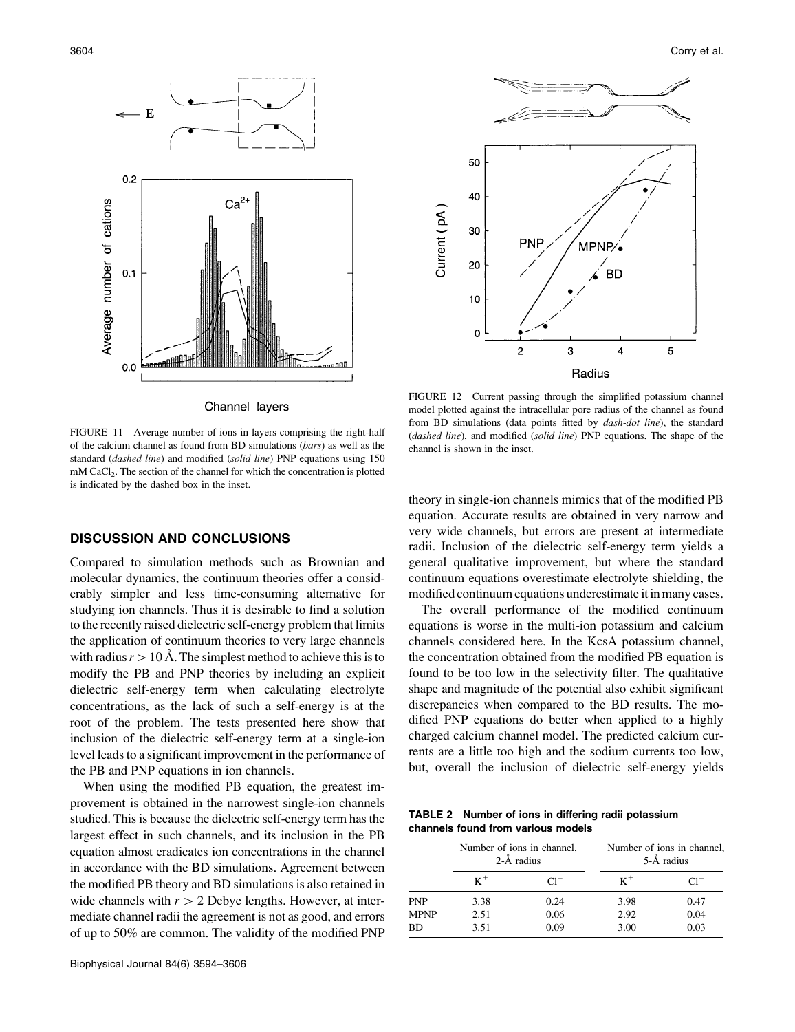E

Ca$^{2+}$

0.2

0.1

0.0

Average number of cations

Channel layers

FIGURE 11 Average number of ions in layers comprising the right-half of the calcium channel as found from BD simulations (*bars*) as well as the standard (*dashed line*) and modified (*solid line*) PNP equations using 150 mM $CaCl_2$. The section of the channel for which the concentration is plotted is indicated by the dashed box in the inset.

50

40

30

20

10

0

Current ( pA )

PNP

MPNP

BD

2 3 4 5

Radius

FIGURE 12 Current passing through the simplified potassium channel model plotted against the intracellular pore radius of the channel as found from BD simulations (data points fitted by *dash-dot line*), the standard (*dashed line*), and modified (*solid line*) PNP equations. The shape of the channel is shown in the inset.

## DISCUSSION AND CONCLUSIONS

Compared to simulation methods such as Brownian and molecular dynamics, the continuum theories offer a considerably simpler and less time-consuming alternative for studying ion channels. Thus it is desirable to find a solution to the recently raised dielectric self-energy problem that limits the application of continuum theories to very large channels with radius $r > 10$ Å. The simplest method to achieve this is to modify the PB and PNP theories by including an explicit dielectric self-energy term when calculating electrolyte concentrations, as the lack of such a self-energy is at the root of the problem. The tests presented here show that inclusion of the dielectric self-energy term at a single-ion level leads to a significant improvement in the performance of the PB and PNP equations in ion channels.

When using the modified PB equation, the greatest improvement is obtained in the narrowest single-ion channels studied. This is because the dielectric self-energy term has the largest effect in such channels, and its inclusion in the PB equation almost eradicates ion concentrations in the channel in accordance with the BD simulations. Agreement between the modified PB theory and BD simulations is also retained in wide channels with $r > 2$ Debye lengths. However, at intermediate channel radii the agreement is not as good, and errors of up to 50% are common. The validity of the modified PNP theory in single-ion channels mimics that of the modified PB equation. Accurate results are obtained in very narrow and very wide channels, but errors are present at intermediate radii. Inclusion of the dielectric self-energy term yields a general qualitative improvement, but where the standard continuum equations overestimate electrolyte shielding, the modified continuum equations underestimate it in many cases.

The overall performance of the modified continuum equations is worse in the multi-ion potassium and calcium channels considered here. In the KcsA potassium channel, the concentration obtained from the modified PB equation is found to be too low in the selectivity filter. The qualitative shape and magnitude of the potential also exhibit significant discrepancies when compared to the BD results. The modified PNP equations do better when applied to a highly charged calcium channel model. The predicted calcium currents are a little too high and the sodium currents too low, but, overall the inclusion of dielectric self-energy yields

**TABLE 2 Number of ions in differing radii potassium channels found from various models**

| | Number of ions in channel, 2-Å radius | | Number of ions in channel, 5-Å radius | |
|---|---|---|---|---|
| | $K^+$ | $Cl^-$ | $K^+$ | $Cl^-$ |
| PNP | 3.38 | 0.24 | 3.98 | 0.47 |
| MPNP | 2.51 | 0.06 | 2.92 | 0.04 |
| BD | 3.51 | 0.09 | 3.00 | 0.03 |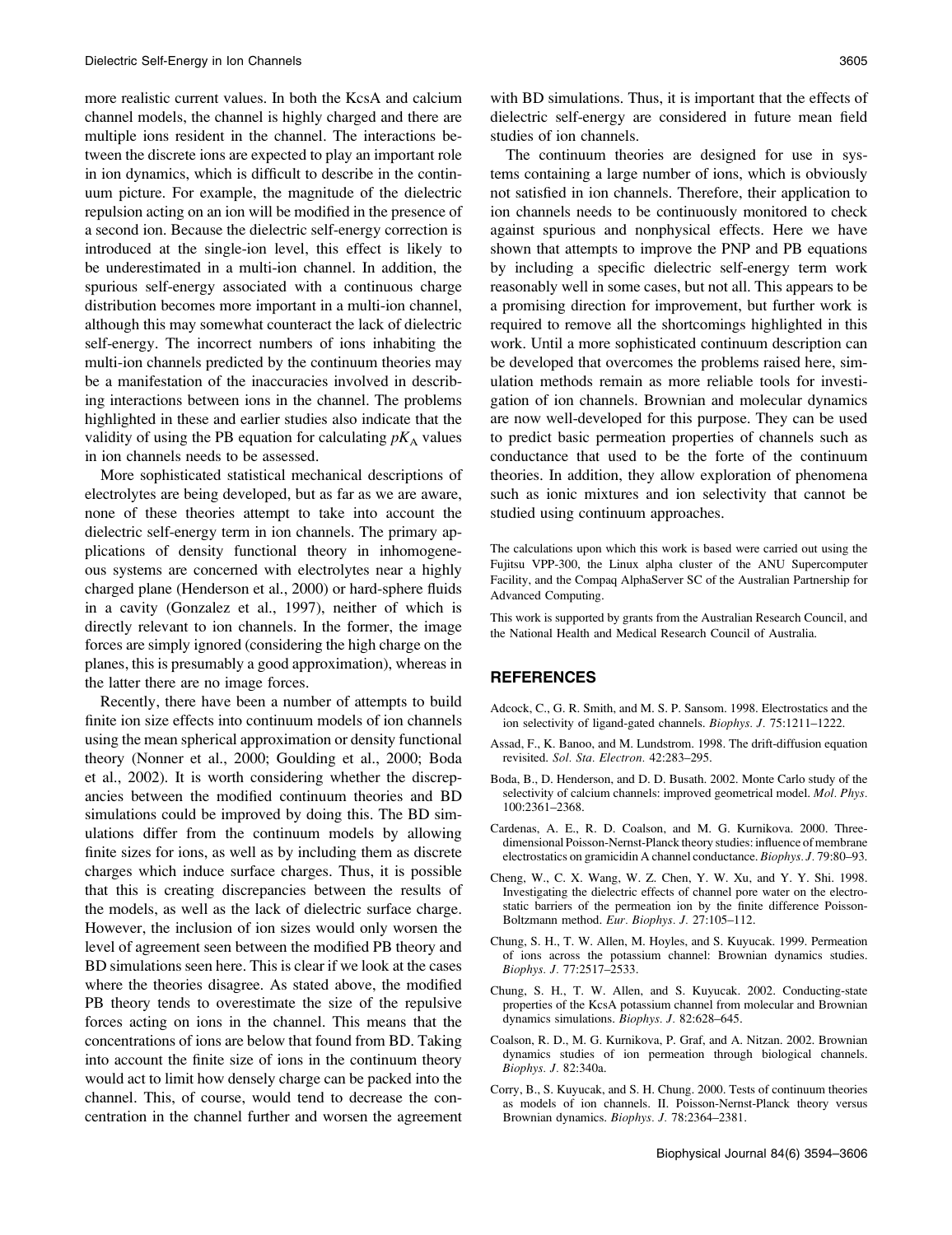more realistic current values. In both the KcsA and calcium channel models, the channel is highly charged and there are multiple ions resident in the channel. The interactions between the discrete ions are expected to play an important role in ion dynamics, which is difficult to describe in the continuum picture. For example, the magnitude of the dielectric repulsion acting on an ion will be modified in the presence of a second ion. Because the dielectric self-energy correction is introduced at the single-ion level, this effect is likely to be underestimated in a multi-ion channel. In addition, the spurious self-energy associated with a continuous charge distribution becomes more important in a multi-ion channel, although this may somewhat counteract the lack of dielectric self-energy. The incorrect numbers of ions inhabiting the multi-ion channels predicted by the continuum theories may be a manifestation of the inaccuracies involved in describing interactions between ions in the channel. The problems highlighted in these and earlier studies also indicate that the validity of using the PB equation for calculating $pK_A$ values in ion channels needs to be assessed.

More sophisticated statistical mechanical descriptions of electrolytes are being developed, but as far as we are aware, none of these theories attempt to take into account the dielectric self-energy term in ion channels. The primary applications of density functional theory in inhomogeneous systems are concerned with electrolytes near a highly charged plane (Henderson et al., 2000) or hard-sphere fluids in a cavity (Gonzalez et al., 1997), neither of which is directly relevant to ion channels. In the former, the image forces are simply ignored (considering the high charge on the planes, this is presumably a good approximation), whereas in the latter there are no image forces.

Recently, there have been a number of attempts to build finite ion size effects into continuum models of ion channels using the mean spherical approximation or density functional theory (Nonner et al., 2000; Goulding et al., 2000; Boda et al., 2002). It is worth considering whether the discrepancies between the modified continuum theories and BD simulations could be improved by doing this. The BD simulations differ from the continuum models by allowing finite sizes for ions, as well as by including them as discrete charges which induce surface charges. Thus, it is possible that this is creating discrepancies between the results of the models, as well as the lack of dielectric surface charge. However, the inclusion of ion sizes would only worsen the level of agreement seen between the modified PB theory and BD simulations seen here. This is clear if we look at the cases where the theories disagree. As stated above, the modified PB theory tends to overestimate the size of the repulsive forces acting on ions in the channel. This means that the concentrations of ions are below that found from BD. Taking into account the finite size of ions in the continuum theory would act to limit how densely charge can be packed into the channel. This, of course, would tend to decrease the concentration in the channel further and worsen the agreement with BD simulations. Thus, it is important that the effects of dielectric self-energy are considered in future mean field studies of ion channels.

The continuum theories are designed for use in systems containing a large number of ions, which is obviously not satisfied in ion channels. Therefore, their application to ion channels needs to be continuously monitored to check against spurious and nonphysical effects. Here we have shown that attempts to improve the PNP and PB equations by including a specific dielectric self-energy term work reasonably well in some cases, but not all. This appears to be a promising direction for improvement, but further work is required to remove all the shortcomings highlighted in this work. Until a more sophisticated continuum description can be developed that overcomes the problems raised here, simulation methods remain as more reliable tools for investigation of ion channels. Brownian and molecular dynamics are now well-developed for this purpose. They can be used to predict basic permeation properties of channels such as conductance that used to be the forte of the continuum theories. In addition, they allow exploration of phenomena such as ionic mixtures and ion selectivity that cannot be studied using continuum approaches.

The calculations upon which this work is based were carried out using the Fujitsu VPP-300, the Linux alpha cluster of the ANU Supercomputer Facility, and the Compaq AlphaServer SC of the Australian Partnership for Advanced Computing.

This work is supported by grants from the Australian Research Council, and the National Health and Medical Research Council of Australia.

## REFERENCES

Adcock, C., G. R. Smith, and M. S. P. Sansom. 1998. Electrostatics and the ion selectivity of ligand-gated channels. *Biophys. J.* 75:1211–1222.

Assad, F., K. Banoo, and M. Lundstrom. 1998. The drift-diffusion equation revisited. *Sol. Sta. Electron.* 42:283–295.

Boda, B., D. Henderson, and D. D. Busath. 2002. Monte Carlo study of the selectivity of calcium channels: improved geometrical model. *Mol. Phys.* 100:2361–2368.

Cardenas, A. E., R. D. Coalson, and M. G. Kurnikova. 2000. Three-dimensional Poisson-Nernst-Planck theory studies: influence of membrane electrostatics on gramicidin A channel conductance. *Biophys. J.* 79:80–93.

Cheng, W., C. X. Wang, W. Z. Chen, Y. W. Xu, and Y. Y. Shi. 1998. Investigating the dielectric effects of channel pore water on the electrostatic barriers of the permeation ion by the finite difference Poisson-Boltzmann method. *Eur. Biophys. J.* 27:105–112.

Chung, S. H., T. W. Allen, M. Hoyles, and S. Kuyucak. 1999. Permeation of ions across the potassium channel: Brownian dynamics studies. *Biophys. J.* 77:2517–2533.

Chung, S. H., T. W. Allen, and S. Kuyucak. 2002. Conducting-state properties of the KcsA potassium channel from molecular and Brownian dynamics simulations. *Biophys. J.* 82:628–645.

Coalson, R. D., M. G. Kurnikova, P. Graf, and A. Nitzan. 2002. Brownian dynamics studies of ion permeation through biological channels. *Biophys. J.* 82:340a.

Corry, B., S. Kuyucak, and S. H. Chung. 2000. Tests of continuum theories as models of ion channels. II. Poisson-Nernst-Planck theory versus Brownian dynamics. *Biophys. J.* 78:2364–2381.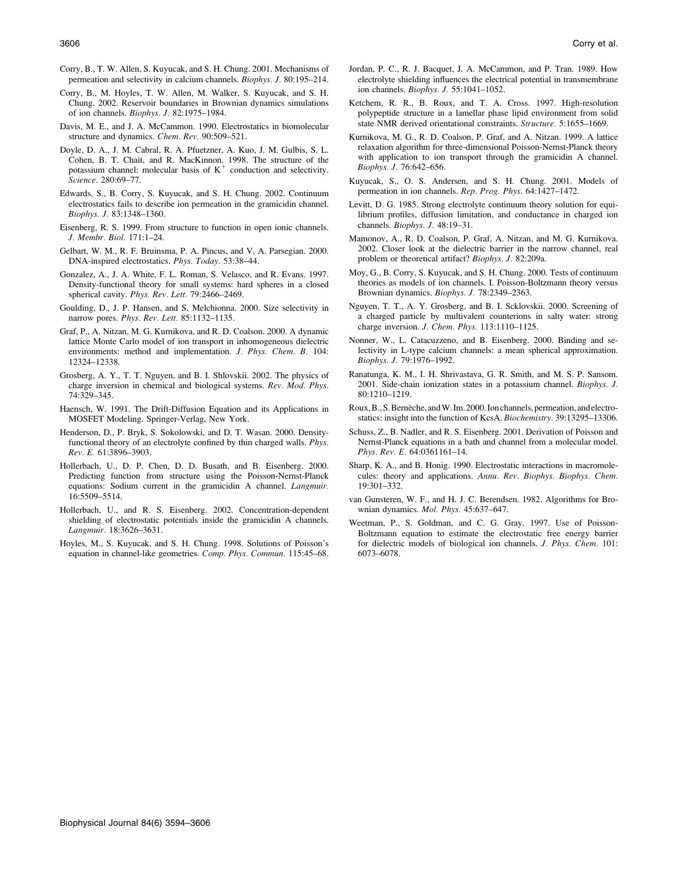Corry, B., T. W. Allen, S. Kuyucak, and S. H. Chung. 2001. Mechanisms of permeation and selectivity in calcium channels. *Biophys. J.* 80:195–214.

Corry, B., M. Hoyles, T. W. Allen, M. Walker, S. Kuyucak, and S. H. Chung. 2002. Reservoir boundaries in Brownian dynamics simulations of ion channels. *Biophys. J.* 82:1975–1984.

Davis, M. E., and J. A. McCammon. 1990. Electrostatics in biomolecular structure and dynamics. *Chem. Rev.* 90:509–521.

Doyle, D. A., J. M. Cabral, R. A. Pfuetzner, A. Kuo, J. M. Gulbis, S. L. Cohen, B. T. Chait, and R. MacKinnon. 1998. The structure of the potassium channel: molecular basis of $K^+$ conduction and selectivity. *Science.* 280:69–77.

Edwards, S., B. Corry, S. Kuyucak, and S. H. Chung. 2002. Continuum electrostatics fails to describe ion permeation in the gramicidin channel. *Biophys. J.* 83:1348–1360.

Eisenberg, R. S. 1999. From structure to function in open ionic channels. *J. Membr. Biol.* 171:1–24.

Gelbart, W. M., R. F. Bruinsma, P. A. Pincus, and V. A. Parsegian. 2000. DNA-inspired electrostatics. *Phys. Today.* 53:38–44.

Gonzalez, A., J. A. White, F. L. Roman, S. Velasco, and R. Evans. 1997. Density-functional theory for small systems: hard spheres in a closed spherical cavity. *Phys. Rev. Lett.* 79:2466–2469.

Goulding, D., J. P. Hansen, and S. Melchionna. 2000. Size selectivity in narrow pores. *Phys. Rev. Lett.* 85:1132–1135.

Graf, P., A. Nitzan, M. G. Kurnikova, and R. D. Coalson. 2000. A dynamic lattice Monte Carlo model of ion transport in inhomogeneous dielectric environments: method and implementation. *J. Phys. Chem. B.* 104: 12324–12338.

Grosberg, A. Y., T. T. Nguyen, and B. I. Shlovskii. 2002. The physics of charge inversion in chemical and biological systems. *Rev. Mod. Phys.* 74:329–345.

Haensch, W. 1991. The Drift-Diffusion Equation and its Applications in MOSFET Modeling. Springer-Verlag, New York.

Henderson, D., P. Bryk, S. Sokolowski, and D. T. Wasan. 2000. Density-functional theory of an electrolyte confined by thin charged walls. *Phys. Rev. E.* 61:3896–3903.

Hollerbach, U., D. P. Chen, D. D. Busath, and B. Eisenberg. 2000. Predicting function from structure using the Poisson-Nernst-Planck equations: Sodium current in the gramicidin A channel. *Langmuir.* 16:5509–5514.

Hollerbach, U., and R. S. Eisenberg. 2002. Concentration-dependent shielding of electrostatic potentials inside the gramicidin A channels. *Langmuir.* 18:3626–3631.

Hoyles, M., S. Kuyucak, and S. H. Chung. 1998. Solutions of Poisson's equation in channel-like geometries. *Comp. Phys. Commun.* 115:45–68.

Jordan, P. C., R. J. Bacquet, J. A. McCammon, and P. Tran. 1989. How electrolyte shielding influences the electrical potential in transmembrane ion channels. *Biophys. J.* 55:1041–1052.

Ketchem, R. R., B. Roux, and T. A. Cross. 1997. High-resolution polypeptide structure in a lamellar phase lipid environment from solid state NMR derived orientational constraints. *Structure.* 5:1655–1669.

Kurnikova, M. G., R. D. Coalson, P. Graf, and A. Nitzan. 1999. A lattice relaxation algorithm for three-dimensional Poisson-Nernst-Planck theory with application to ion transport through the gramicidin A channel. *Biophys. J.* 76:642–656.

Kuyucak, S., O. S. Andersen, and S. H. Chung. 2001. Models of permeation in ion channels. *Rep. Prog. Phys.* 64:1427–1472.

Levitt, D. G. 1985. Strong electrolyte continuum theory solution for equilibrium profiles, diffusion limitation, and conductance in charged ion channels. *Biophys. J.* 48:19–31.

Mamonov, A., R. D. Coalson, P. Graf, A. Nitzan, and M. G. Kurnikova. 2002. Closer look at the dielectric barrier in the narrow channel, real problem or theoretical artifact? *Biophys. J.* 82:209a.

Moy, G., B. Corry, S. Kuyucak, and S. H. Chung. 2000. Tests of continuum theories as models of ion channels. I. Poisson-Boltzmann theory versus Brownian dynamics. *Biophys. J.* 78:2349–2363.

Nguyen, T. T., A. Y. Grosberg, and B. I. Scklovskii. 2000. Screening of a charged particle by multivalent counterions in salty water: strong charge inversion. *J. Chem. Phys.* 113:1110–1125.

Nonner, W., L. Catacuzzeno, and B. Eisenberg. 2000. Binding and selectivity in L-type calcium channels: a mean spherical approximation. *Biophys. J.* 79:1976–1992.

Ranatunga, K. M., I. H. Shrivastava, G. R. Smith, and M. S. P. Sansom. 2001. Side-chain ionization states in a potassium channel. *Biophys. J.* 80:1210–1219.

Roux, B., S. Bernèche, and W. Im. 2000. Ion channels, permeation, and electrostatics: insight into the function of KcsA. *Biochemistry.* 39:13295–13306.

Schuss, Z., B. Nadler, and R. S. Eisenberg. 2001. Derivation of Poisson and Nernst-Planck equations in a bath and channel from a molecular model. *Phys. Rev. E.* 64:0361161–14.

Sharp, K. A., and B. Honig. 1990. Electrostatic interactions in macromolecules: theory and applications. *Annu. Rev. Biophys. Biophys. Chem.* 19:301–332.

van Gunsteren, W. F., and H. J. C. Berendsen. 1982. Algorithms for Brownian dynamics. *Mol. Phys.* 45:637–647.

Weetman, P., S. Goldman, and C. G. Gray. 1997. Use of Poisson-Boltzmann equation to estimate the electrostatic free energy barrier for dielectric models of biological ion channels. *J. Phys. Chem.* 101: 6073–6078.